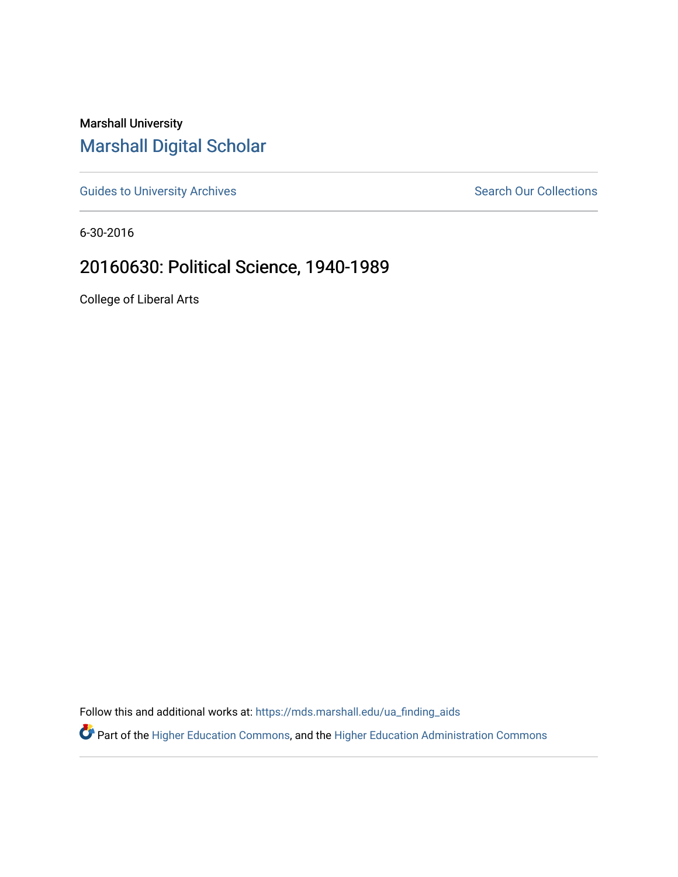Marshall University

## Marshall Digital Scholar

Guides to University Archives

Search Our Collections

6-30-2016

# 20160630: Political Science, 1940-1989

College of Liberal Arts

Follow this and additional works at: https://mds.marshall.edu/ua_finding_aids

Part of the Higher Education Commons, and the Higher Education Administration Commons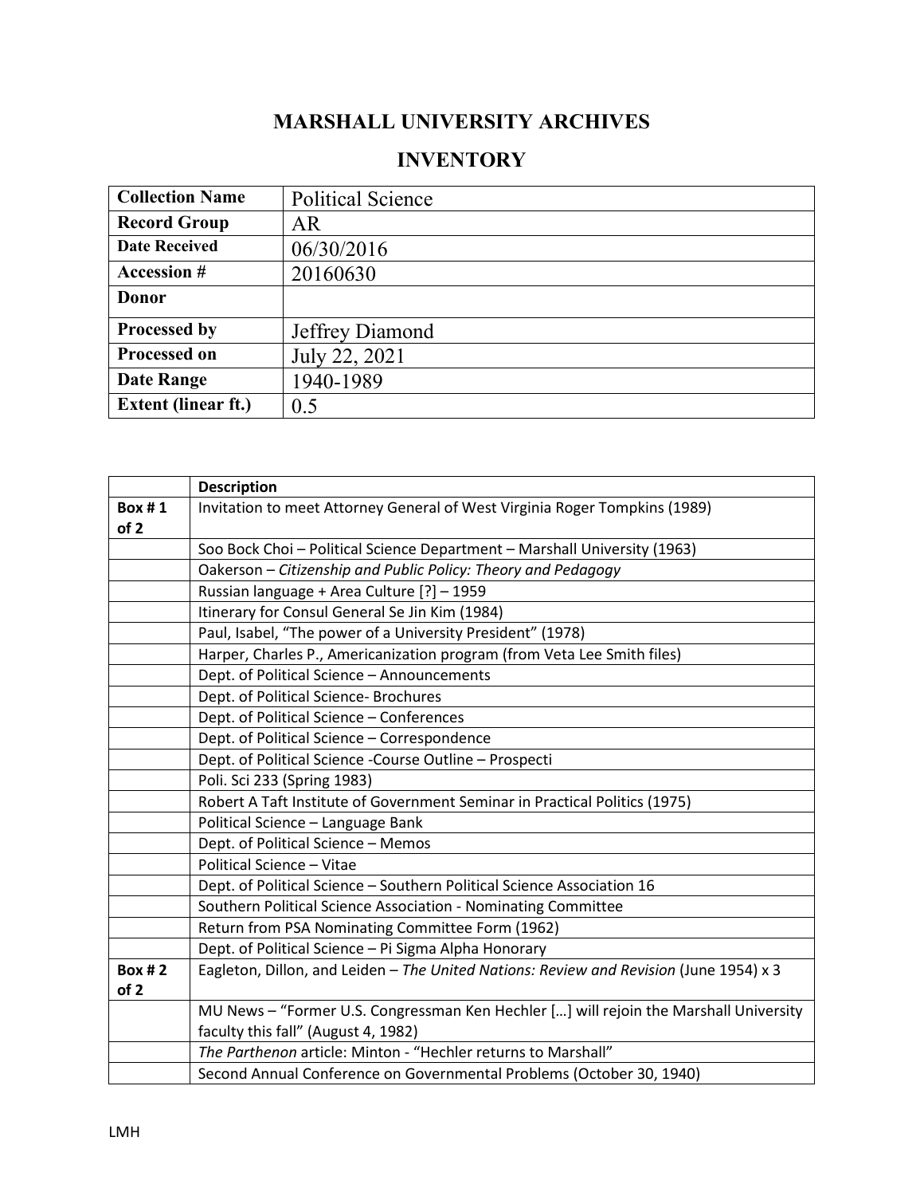# MARSHALL UNIVERSITY ARCHIVES

## INVENTORY

| **Collection Name** | Political Science |
|---|---|
| **Record Group** | AR |
| **Date Received** | 06/30/2016 |
| **Accession #** | 20160630 |
| **Donor** | |
| **Processed by** | Jeffrey Diamond |
| **Processed on** | July 22, 2021 |
| **Date Range** | 1940-1989 |
| **Extent (linear ft.)** | 0.5 |

| | **Description** |
|---|---|
| **Box # 1 of 2** | Invitation to meet Attorney General of West Virginia Roger Tompkins (1989) |
| | Soo Bock Choi – Political Science Department – Marshall University (1963) |
| | Oakerson – *Citizenship and Public Policy: Theory and Pedagogy* |
| | Russian language + Area Culture [?] – 1959 |
| | Itinerary for Consul General Se Jin Kim (1984) |
| | Paul, Isabel, "The power of a University President" (1978) |
| | Harper, Charles P., Americanization program (from Veta Lee Smith files) |
| | Dept. of Political Science – Announcements |
| | Dept. of Political Science- Brochures |
| | Dept. of Political Science – Conferences |
| | Dept. of Political Science – Correspondence |
| | Dept. of Political Science -Course Outline – Prospecti |
| | Poli. Sci 233 (Spring 1983) |
| | Robert A Taft Institute of Government Seminar in Practical Politics (1975) |
| | Political Science – Language Bank |
| | Dept. of Political Science – Memos |
| | Political Science – Vitae |
| | Dept. of Political Science – Southern Political Science Association 16 |
| | Southern Political Science Association - Nominating Committee |
| | Return from PSA Nominating Committee Form (1962) |
| | Dept. of Political Science – Pi Sigma Alpha Honorary |
| **Box # 2 of 2** | Eagleton, Dillon, and Leiden – *The United Nations: Review and Revision* (June 1954) x 3 |
| | MU News – "Former U.S. Congressman Ken Hechler […] will rejoin the Marshall University faculty this fall" (August 4, 1982) |
| | *The Parthenon* article: Minton - "Hechler returns to Marshall" |
| | Second Annual Conference on Governmental Problems (October 30, 1940) |

LMH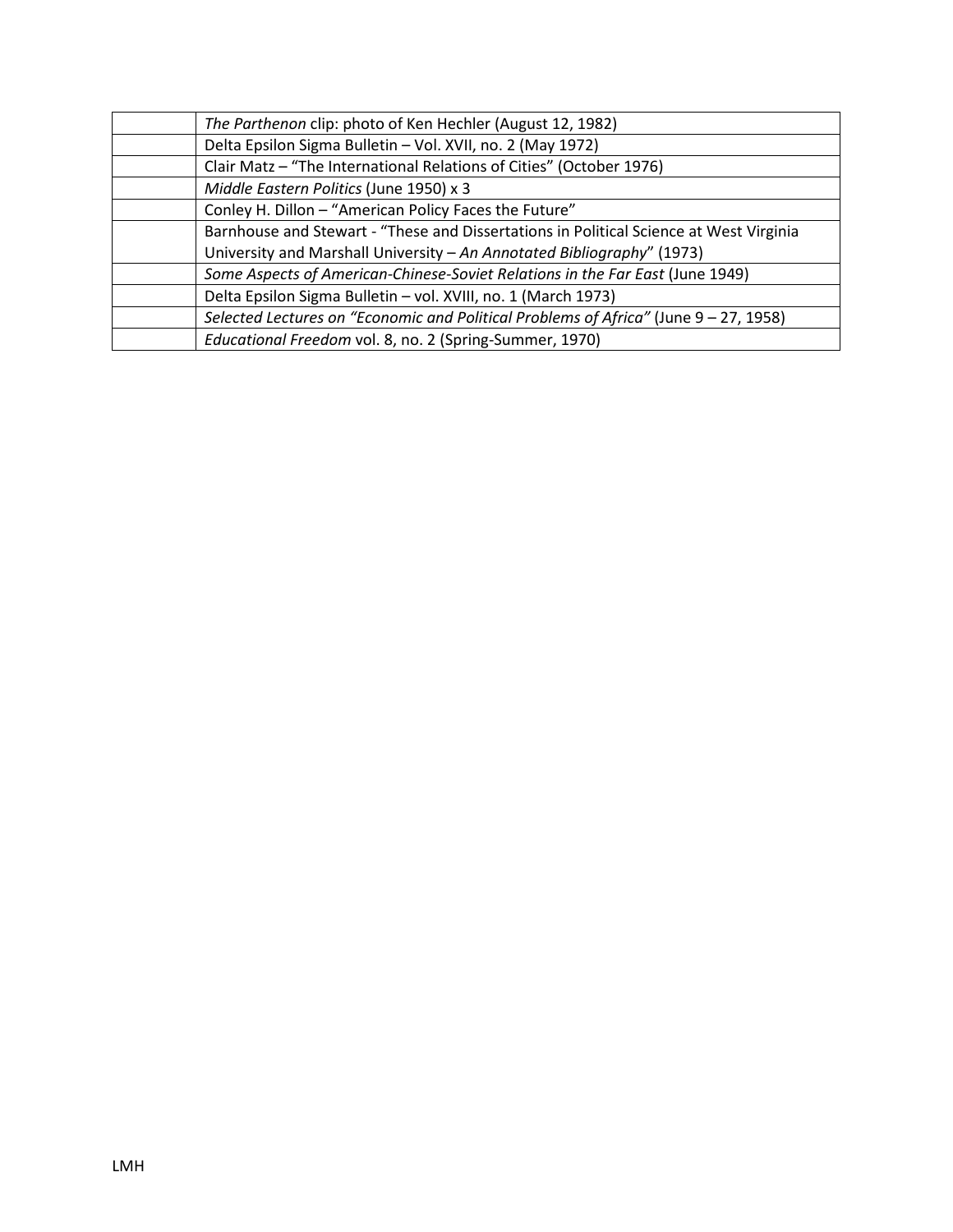| | |
|---|---|
| | *The Parthenon* clip: photo of Ken Hechler (August 12, 1982) |
| | Delta Epsilon Sigma Bulletin – Vol. XVII, no. 2 (May 1972) |
| | Clair Matz – "The International Relations of Cities" (October 1976) |
| | *Middle Eastern Politics* (June 1950) x 3 |
| | Conley H. Dillon – "American Policy Faces the Future" |
| | Barnhouse and Stewart - "These and Dissertations in Political Science at West Virginia University and Marshall University – *An Annotated Bibliography*" (1973) |
| | *Some Aspects of American-Chinese-Soviet Relations in the Far East* (June 1949) |
| | Delta Epsilon Sigma Bulletin – vol. XVIII, no. 1 (March 1973) |
| | *Selected Lectures on "Economic and Political Problems of Africa"* (June 9 – 27, 1958) |
| | *Educational Freedom* vol. 8, no. 2 (Spring-Summer, 1970) |

LMH